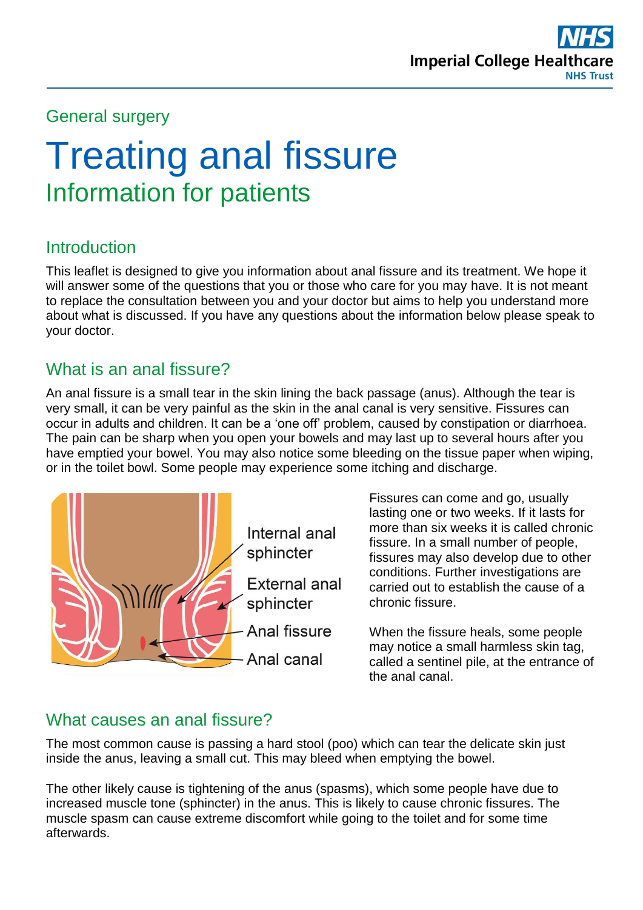General surgery

# Treating anal fissure

## Information for patients

### Introduction

This leaflet is designed to give you information about anal fissure and its treatment. We hope it will answer some of the questions that you or those who care for you may have. It is not meant to replace the consultation between you and your doctor but aims to help you understand more about what is discussed. If you have any questions about the information below please speak to your doctor.

### What is an anal fissure?

An anal fissure is a small tear in the skin lining the back passage (anus). Although the tear is very small, it can be very painful as the skin in the anal canal is very sensitive. Fissures can occur in adults and children. It can be a 'one off' problem, caused by constipation or diarrhoea. The pain can be sharp when you open your bowels and may last up to several hours after you have emptied your bowel. You may also notice some bleeding on the tissue paper when wiping, or in the toilet bowl. Some people may experience some itching and discharge.

Internal anal sphincter

External anal sphincter

Anal fissure

Anal canal

Fissures can come and go, usually lasting one or two weeks. If it lasts for more than six weeks it is called chronic fissure. In a small number of people, fissures may also develop due to other conditions. Further investigations are carried out to establish the cause of a chronic fissure.

When the fissure heals, some people may notice a small harmless skin tag, called a sentinel pile, at the entrance of the anal canal.

### What causes an anal fissure?

The most common cause is passing a hard stool (poo) which can tear the delicate skin just inside the anus, leaving a small cut. This may bleed when emptying the bowel.

The other likely cause is tightening of the anus (spasms), which some people have due to increased muscle tone (sphincter) in the anus. This is likely to cause chronic fissures. The muscle spasm can cause extreme discomfort while going to the toilet and for some time afterwards.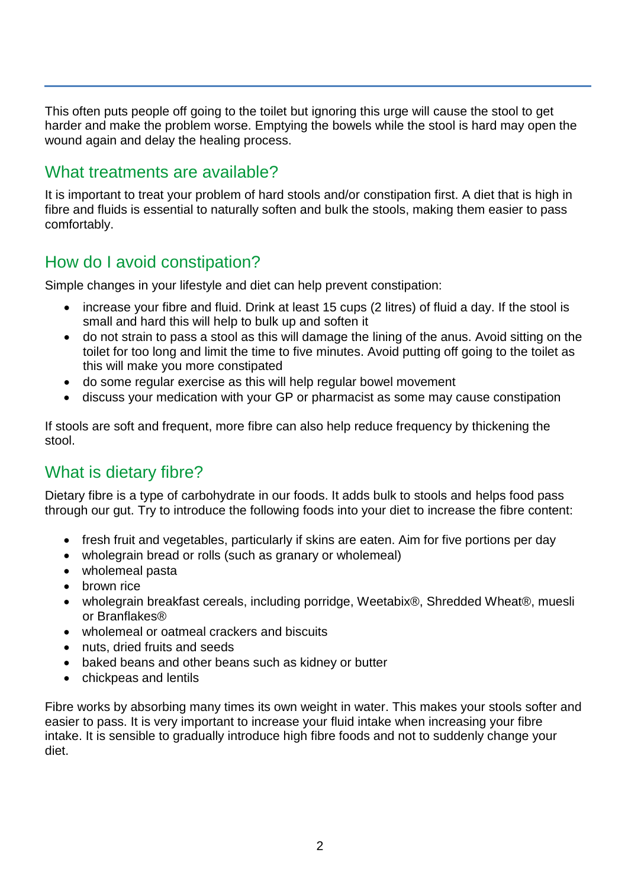This often puts people off going to the toilet but ignoring this urge will cause the stool to get harder and make the problem worse. Emptying the bowels while the stool is hard may open the wound again and delay the healing process.

## What treatments are available?

It is important to treat your problem of hard stools and/or constipation first. A diet that is high in fibre and fluids is essential to naturally soften and bulk the stools, making them easier to pass comfortably.

## How do I avoid constipation?

Simple changes in your lifestyle and diet can help prevent constipation:

- increase your fibre and fluid. Drink at least 15 cups (2 litres) of fluid a day. If the stool is small and hard this will help to bulk up and soften it
- do not strain to pass a stool as this will damage the lining of the anus. Avoid sitting on the toilet for too long and limit the time to five minutes. Avoid putting off going to the toilet as this will make you more constipated
- do some regular exercise as this will help regular bowel movement
- discuss your medication with your GP or pharmacist as some may cause constipation

If stools are soft and frequent, more fibre can also help reduce frequency by thickening the stool.

## What is dietary fibre?

Dietary fibre is a type of carbohydrate in our foods. It adds bulk to stools and helps food pass through our gut. Try to introduce the following foods into your diet to increase the fibre content:

- fresh fruit and vegetables, particularly if skins are eaten. Aim for five portions per day
- wholegrain bread or rolls (such as granary or wholemeal)
- wholemeal pasta
- brown rice
- wholegrain breakfast cereals, including porridge, Weetabix®, Shredded Wheat®, muesli or Branflakes®
- wholemeal or oatmeal crackers and biscuits
- nuts, dried fruits and seeds
- baked beans and other beans such as kidney or butter
- chickpeas and lentils

Fibre works by absorbing many times its own weight in water. This makes your stools softer and easier to pass. It is very important to increase your fluid intake when increasing your fibre intake. It is sensible to gradually introduce high fibre foods and not to suddenly change your diet.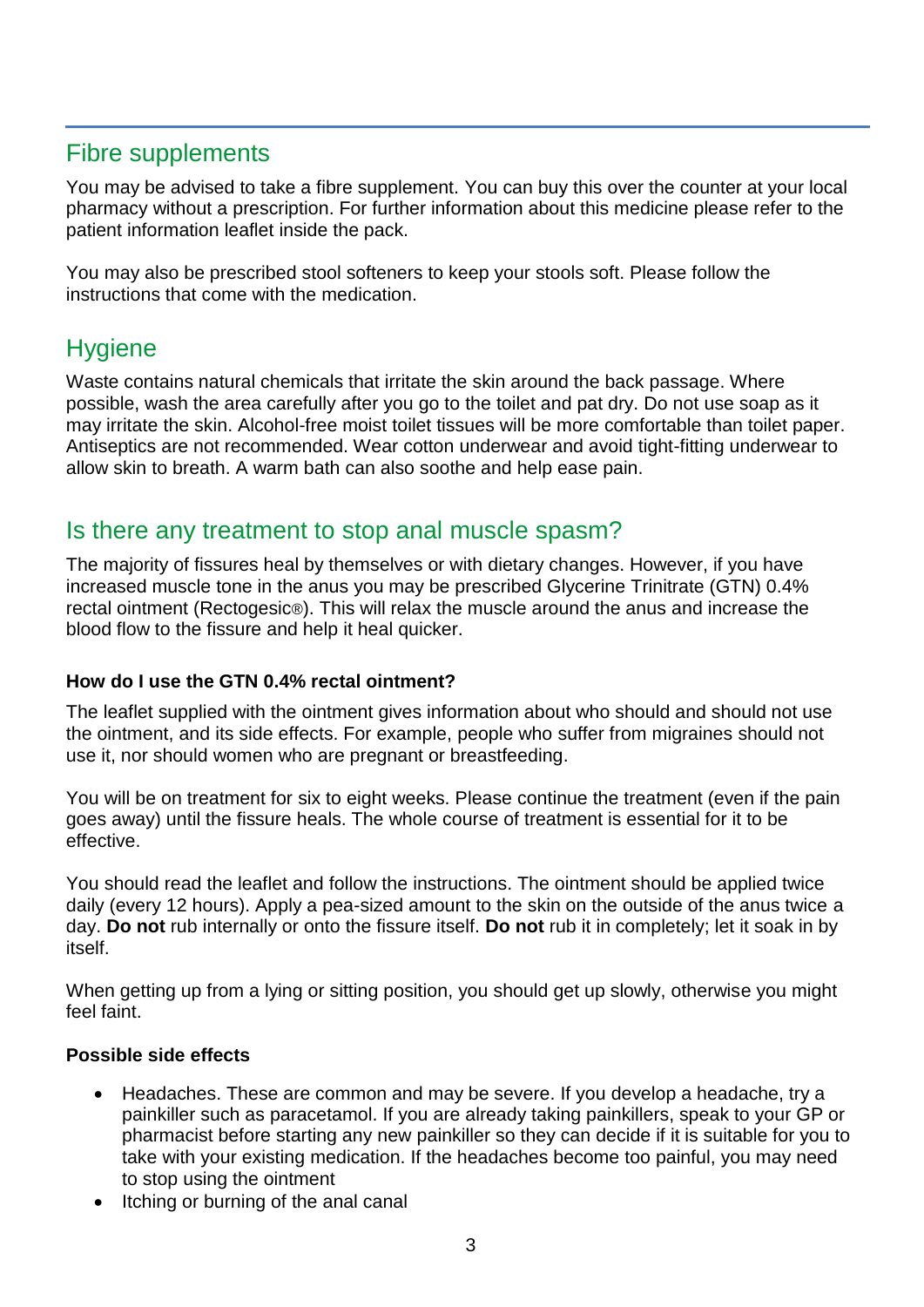## Fibre supplements

You may be advised to take a fibre supplement. You can buy this over the counter at your local pharmacy without a prescription. For further information about this medicine please refer to the patient information leaflet inside the pack.

You may also be prescribed stool softeners to keep your stools soft. Please follow the instructions that come with the medication.

## Hygiene

Waste contains natural chemicals that irritate the skin around the back passage. Where possible, wash the area carefully after you go to the toilet and pat dry. Do not use soap as it may irritate the skin. Alcohol-free moist toilet tissues will be more comfortable than toilet paper. Antiseptics are not recommended. Wear cotton underwear and avoid tight-fitting underwear to allow skin to breath. A warm bath can also soothe and help ease pain.

## Is there any treatment to stop anal muscle spasm?

The majority of fissures heal by themselves or with dietary changes. However, if you have increased muscle tone in the anus you may be prescribed Glycerine Trinitrate (GTN) 0.4% rectal ointment (Rectogesic®). This will relax the muscle around the anus and increase the blood flow to the fissure and help it heal quicker.

### How do I use the GTN 0.4% rectal ointment?

The leaflet supplied with the ointment gives information about who should and should not use the ointment, and its side effects. For example, people who suffer from migraines should not use it, nor should women who are pregnant or breastfeeding.

You will be on treatment for six to eight weeks. Please continue the treatment (even if the pain goes away) until the fissure heals. The whole course of treatment is essential for it to be effective.

You should read the leaflet and follow the instructions. The ointment should be applied twice daily (every 12 hours). Apply a pea-sized amount to the skin on the outside of the anus twice a day. **Do not** rub internally or onto the fissure itself. **Do not** rub it in completely; let it soak in by itself.

When getting up from a lying or sitting position, you should get up slowly, otherwise you might feel faint.

### Possible side effects

- Headaches. These are common and may be severe. If you develop a headache, try a painkiller such as paracetamol. If you are already taking painkillers, speak to your GP or pharmacist before starting any new painkiller so they can decide if it is suitable for you to take with your existing medication. If the headaches become too painful, you may need to stop using the ointment
- Itching or burning of the anal canal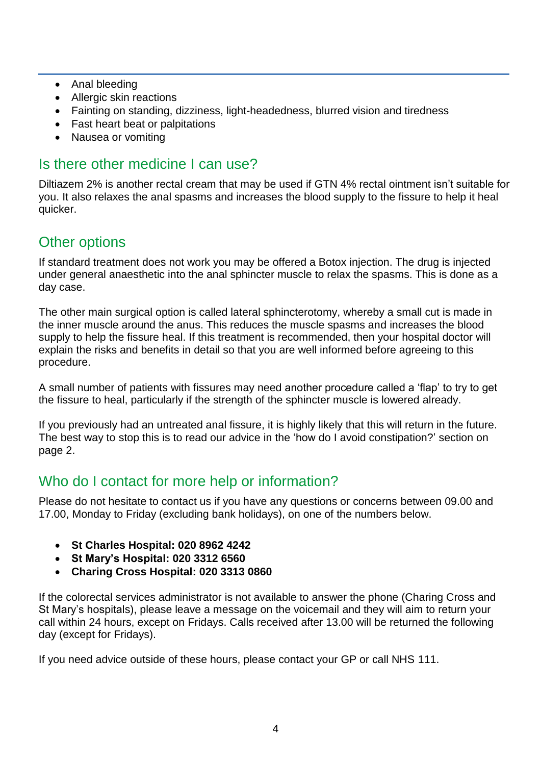- Anal bleeding
- Allergic skin reactions
- Fainting on standing, dizziness, light-headedness, blurred vision and tiredness
- Fast heart beat or palpitations
- Nausea or vomiting

## Is there other medicine I can use?

Diltiazem 2% is another rectal cream that may be used if GTN 4% rectal ointment isn't suitable for you. It also relaxes the anal spasms and increases the blood supply to the fissure to help it heal quicker.

## Other options

If standard treatment does not work you may be offered a Botox injection. The drug is injected under general anaesthetic into the anal sphincter muscle to relax the spasms. This is done as a day case.

The other main surgical option is called lateral sphincterotomy, whereby a small cut is made in the inner muscle around the anus. This reduces the muscle spasms and increases the blood supply to help the fissure heal. If this treatment is recommended, then your hospital doctor will explain the risks and benefits in detail so that you are well informed before agreeing to this procedure.

A small number of patients with fissures may need another procedure called a 'flap' to try to get the fissure to heal, particularly if the strength of the sphincter muscle is lowered already.

If you previously had an untreated anal fissure, it is highly likely that this will return in the future. The best way to stop this is to read our advice in the 'how do I avoid constipation?' section on page 2.

## Who do I contact for more help or information?

Please do not hesitate to contact us if you have any questions or concerns between 09.00 and 17.00, Monday to Friday (excluding bank holidays), on one of the numbers below.

- **St Charles Hospital: 020 8962 4242**
- **St Mary's Hospital: 020 3312 6560**
- **Charing Cross Hospital: 020 3313 0860**

If the colorectal services administrator is not available to answer the phone (Charing Cross and St Mary's hospitals), please leave a message on the voicemail and they will aim to return your call within 24 hours, except on Fridays. Calls received after 13.00 will be returned the following day (except for Fridays).

If you need advice outside of these hours, please contact your GP or call NHS 111.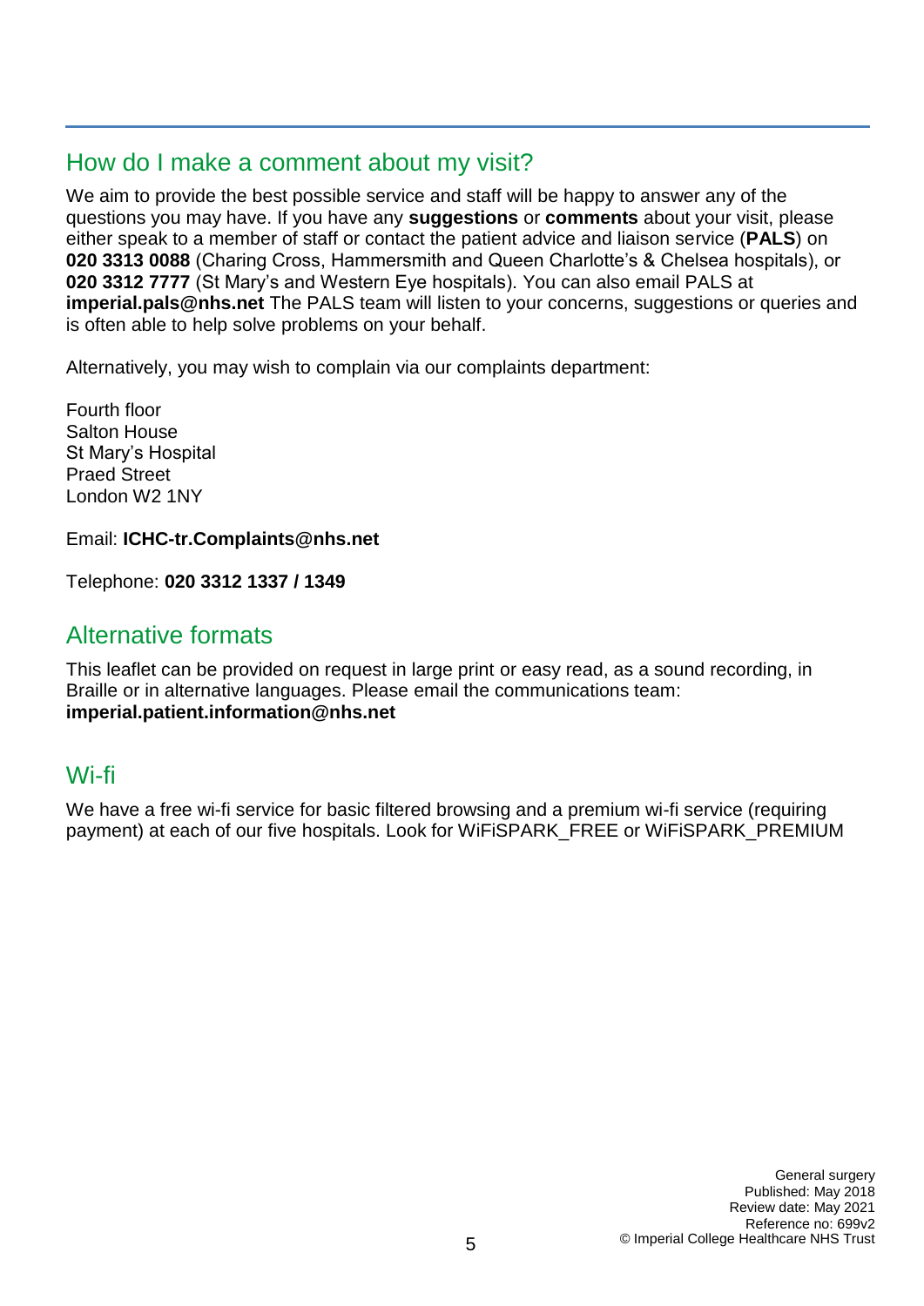## How do I make a comment about my visit?

We aim to provide the best possible service and staff will be happy to answer any of the questions you may have. If you have any **suggestions** or **comments** about your visit, please either speak to a member of staff or contact the patient advice and liaison service (**PALS**) on **020 3313 0088** (Charing Cross, Hammersmith and Queen Charlotte's & Chelsea hospitals), or **020 3312 7777** (St Mary's and Western Eye hospitals). You can also email PALS at **imperial.pals@nhs.net** The PALS team will listen to your concerns, suggestions or queries and is often able to help solve problems on your behalf.

Alternatively, you may wish to complain via our complaints department:

Fourth floor
Salton House
St Mary's Hospital
Praed Street
London W2 1NY

Email: **ICHC-tr.Complaints@nhs.net**

Telephone: **020 3312 1337 / 1349**

## Alternative formats

This leaflet can be provided on request in large print or easy read, as a sound recording, in Braille or in alternative languages. Please email the communications team: **imperial.patient.information@nhs.net**

## Wi-fi

We have a free wi-fi service for basic filtered browsing and a premium wi-fi service (requiring payment) at each of our five hospitals. Look for WiFiSPARK_FREE or WiFiSPARK_PREMIUM

General surgery
Published: May 2018
Review date: May 2021
Reference no: 699v2
© Imperial College Healthcare NHS Trust